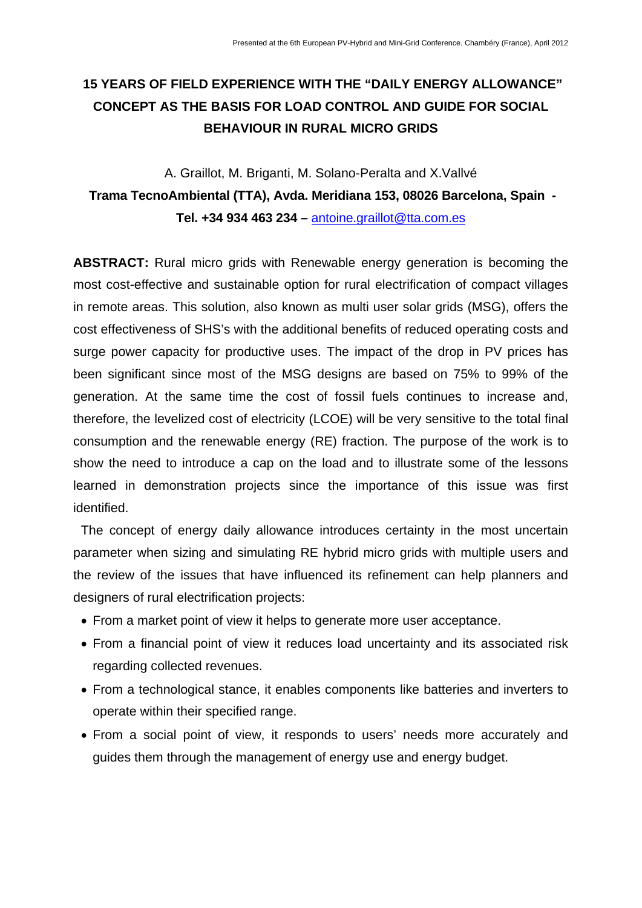# 15 YEARS OF FIELD EXPERIENCE WITH THE "DAILY ENERGY ALLOWANCE" CONCEPT AS THE BASIS FOR LOAD CONTROL AND GUIDE FOR SOCIAL BEHAVIOUR IN RURAL MICRO GRIDS

A. Graillot, M. Briganti, M. Solano-Peralta and X.Vallvé

**Trama TecnoAmbiental (TTA), Avda. Meridiana 153, 08026 Barcelona, Spain - Tel. +34 934 463 234 –** antoine.graillot@tta.com.es

**ABSTRACT:** Rural micro grids with Renewable energy generation is becoming the most cost-effective and sustainable option for rural electrification of compact villages in remote areas. This solution, also known as multi user solar grids (MSG), offers the cost effectiveness of SHS's with the additional benefits of reduced operating costs and surge power capacity for productive uses. The impact of the drop in PV prices has been significant since most of the MSG designs are based on 75% to 99% of the generation. At the same time the cost of fossil fuels continues to increase and, therefore, the levelized cost of electricity (LCOE) will be very sensitive to the total final consumption and the renewable energy (RE) fraction. The purpose of the work is to show the need to introduce a cap on the load and to illustrate some of the lessons learned in demonstration projects since the importance of this issue was first identified.

The concept of energy daily allowance introduces certainty in the most uncertain parameter when sizing and simulating RE hybrid micro grids with multiple users and the review of the issues that have influenced its refinement can help planners and designers of rural electrification projects:

- From a market point of view it helps to generate more user acceptance.
- From a financial point of view it reduces load uncertainty and its associated risk regarding collected revenues.
- From a technological stance, it enables components like batteries and inverters to operate within their specified range.
- From a social point of view, it responds to users' needs more accurately and guides them through the management of energy use and energy budget.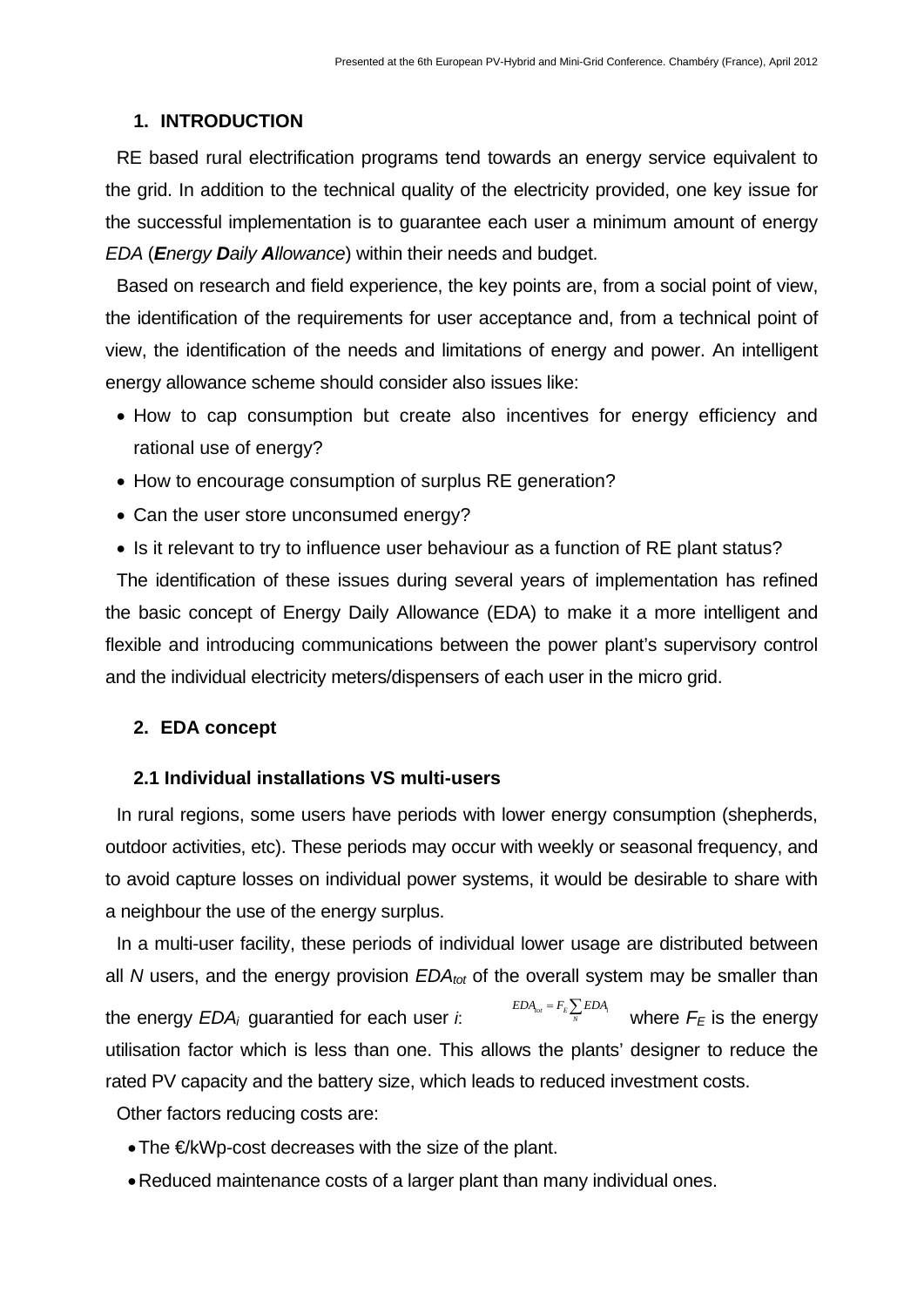## 1. INTRODUCTION

RE based rural electrification programs tend towards an energy service equivalent to the grid. In addition to the technical quality of the electricity provided, one key issue for the successful implementation is to guarantee each user a minimum amount of energy *EDA* (***E**nergy **D**aily **A**llowance*) within their needs and budget.

Based on research and field experience, the key points are, from a social point of view, the identification of the requirements for user acceptance and, from a technical point of view, the identification of the needs and limitations of energy and power. An intelligent energy allowance scheme should consider also issues like:

- How to cap consumption but create also incentives for energy efficiency and rational use of energy?
- How to encourage consumption of surplus RE generation?
- Can the user store unconsumed energy?
- Is it relevant to try to influence user behaviour as a function of RE plant status?

The identification of these issues during several years of implementation has refined the basic concept of Energy Daily Allowance (EDA) to make it a more intelligent and flexible and introducing communications between the power plant's supervisory control and the individual electricity meters/dispensers of each user in the micro grid.

## 2. EDA concept

### 2.1 Individual installations VS multi-users

In rural regions, some users have periods with lower energy consumption (shepherds, outdoor activities, etc). These periods may occur with weekly or seasonal frequency, and to avoid capture losses on individual power systems, it would be desirable to share with a neighbour the use of the energy surplus.

In a multi-user facility, these periods of individual lower usage are distributed between all $N$ users, and the energy provision $EDA_{tot}$ of the overall system may be smaller than the energy $EDA_i$ guarantied for each user $i$: $EDA_{tot} = F_E \sum_N EDA_i$ where $F_E$ is the energy utilisation factor which is less than one. This allows the plants' designer to reduce the rated PV capacity and the battery size, which leads to reduced investment costs.

Other factors reducing costs are:

- The €/kWp-cost decreases with the size of the plant.
- Reduced maintenance costs of a larger plant than many individual ones.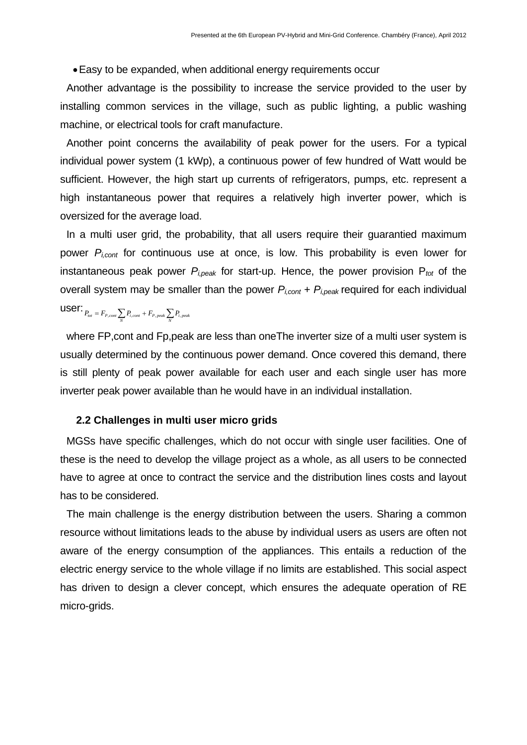- Easy to be expanded, when additional energy requirements occur

Another advantage is the possibility to increase the service provided to the user by installing common services in the village, such as public lighting, a public washing machine, or electrical tools for craft manufacture.

Another point concerns the availability of peak power for the users. For a typical individual power system (1 kWp), a continuous power of few hundred of Watt would be sufficient. However, the high start up currents of refrigerators, pumps, etc. represent a high instantaneous power that requires a relatively high inverter power, which is oversized for the average load.

In a multi user grid, the probability, that all users require their guarantied maximum power $P_{i,cont}$ for continuous use at once, is low. This probability is even lower for instantaneous peak power $P_{i,peak}$ for start-up. Hence, the power provision $P_{tot}$ of the overall system may be smaller than the power $P_{i,cont}$ + $P_{i,peak}$ required for each individual user: $P_{tot} = F_{P,cont} \sum_{N} P_{i,cont} + F_{P,peak} \sum_{N} P_{i,peak}$

where FP,cont and Fp,peak are less than oneThe inverter size of a multi user system is usually determined by the continuous power demand. Once covered this demand, there is still plenty of peak power available for each user and each single user has more inverter peak power available than he would have in an individual installation.

### 2.2 Challenges in multi user micro grids

MGSs have specific challenges, which do not occur with single user facilities. One of these is the need to develop the village project as a whole, as all users to be connected have to agree at once to contract the service and the distribution lines costs and layout has to be considered.

The main challenge is the energy distribution between the users. Sharing a common resource without limitations leads to the abuse by individual users as users are often not aware of the energy consumption of the appliances. This entails a reduction of the electric energy service to the whole village if no limits are established. This social aspect has driven to design a clever concept, which ensures the adequate operation of RE micro-grids.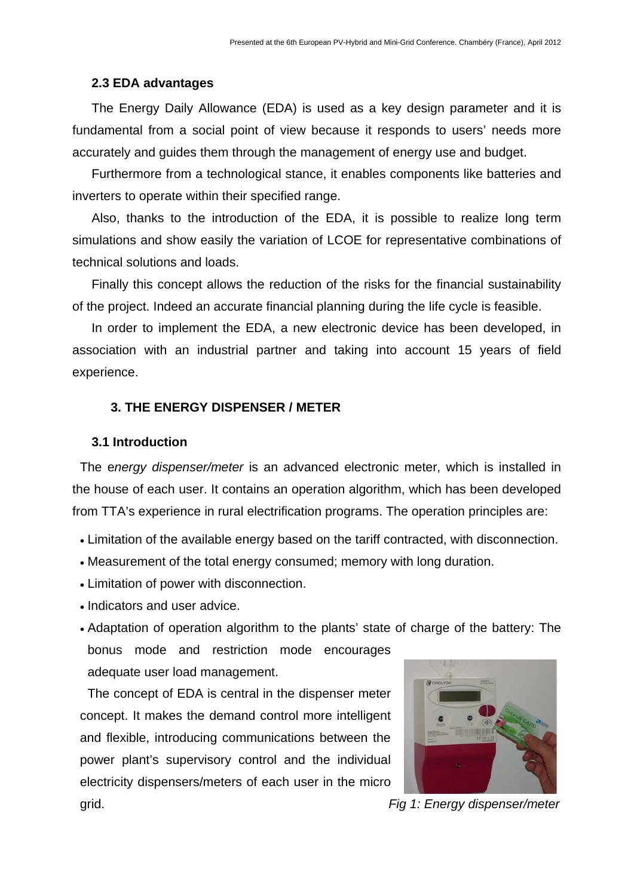### 2.3 EDA advantages

The Energy Daily Allowance (EDA) is used as a key design parameter and it is fundamental from a social point of view because it responds to users' needs more accurately and guides them through the management of energy use and budget.

Furthermore from a technological stance, it enables components like batteries and inverters to operate within their specified range.

Also, thanks to the introduction of the EDA, it is possible to realize long term simulations and show easily the variation of LCOE for representative combinations of technical solutions and loads.

Finally this concept allows the reduction of the risks for the financial sustainability of the project. Indeed an accurate financial planning during the life cycle is feasible.

In order to implement the EDA, a new electronic device has been developed, in association with an industrial partner and taking into account 15 years of field experience.

## 3. THE ENERGY DISPENSER / METER

### 3.1 Introduction

The e*nergy dispenser/meter* is an advanced electronic meter, which is installed in the house of each user. It contains an operation algorithm, which has been developed from TTA's experience in rural electrification programs. The operation principles are:

- Limitation of the available energy based on the tariff contracted, with disconnection.
- Measurement of the total energy consumed; memory with long duration.
- Limitation of power with disconnection.
- Indicators and user advice.
- Adaptation of operation algorithm to the plants' state of charge of the battery: The bonus mode and restriction mode encourages adequate user load management.

The concept of EDA is central in the dispenser meter concept. It makes the demand control more intelligent and flexible, introducing communications between the power plant's supervisory control and the individual electricity dispensers/meters of each user in the micro grid.

*Fig 1: Energy dispenser/meter*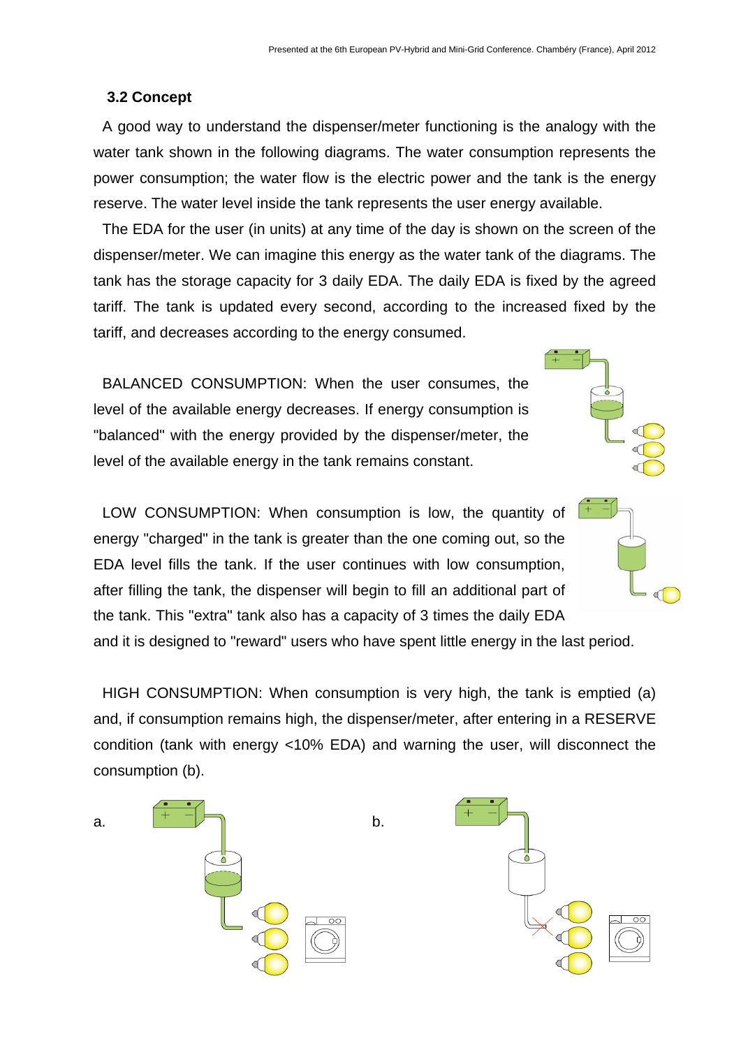### 3.2 Concept

A good way to understand the dispenser/meter functioning is the analogy with the water tank shown in the following diagrams. The water consumption represents the power consumption; the water flow is the electric power and the tank is the energy reserve. The water level inside the tank represents the user energy available.

The EDA for the user (in units) at any time of the day is shown on the screen of the dispenser/meter. We can imagine this energy as the water tank of the diagrams. The tank has the storage capacity for 3 daily EDA. The daily EDA is fixed by the agreed tariff. The tank is updated every second, according to the increased fixed by the tariff, and decreases according to the energy consumed.

BALANCED CONSUMPTION: When the user consumes, the level of the available energy decreases. If energy consumption is "balanced" with the energy provided by the dispenser/meter, the level of the available energy in the tank remains constant.

LOW CONSUMPTION: When consumption is low, the quantity of energy "charged" in the tank is greater than the one coming out, so the EDA level fills the tank. If the user continues with low consumption, after filling the tank, the dispenser will begin to fill an additional part of the tank. This "extra" tank also has a capacity of 3 times the daily EDA and it is designed to "reward" users who have spent little energy in the last period.

HIGH CONSUMPTION: When consumption is very high, the tank is emptied (a) and, if consumption remains high, the dispenser/meter, after entering in a RESERVE condition (tank with energy <10% EDA) and warning the user, will disconnect the consumption (b).

a.

b.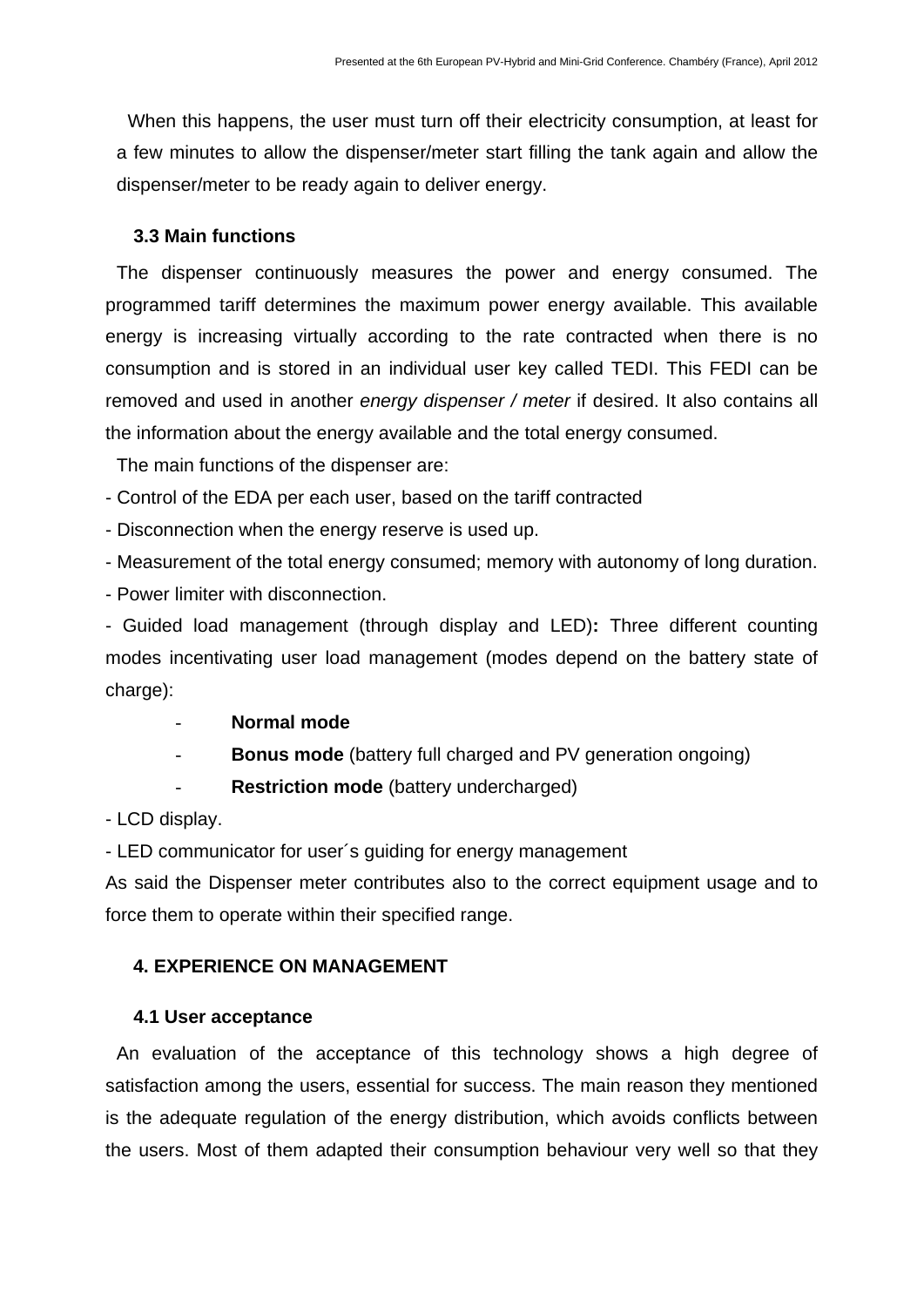When this happens, the user must turn off their electricity consumption, at least for a few minutes to allow the dispenser/meter start filling the tank again and allow the dispenser/meter to be ready again to deliver energy.

### 3.3 Main functions

The dispenser continuously measures the power and energy consumed. The programmed tariff determines the maximum power energy available. This available energy is increasing virtually according to the rate contracted when there is no consumption and is stored in an individual user key called TEDI. This FEDI can be removed and used in another *energy dispenser / meter* if desired. It also contains all the information about the energy available and the total energy consumed.

The main functions of the dispenser are:

- Control of the EDA per each user, based on the tariff contracted
- Disconnection when the energy reserve is used up.
- Measurement of the total energy consumed; memory with autonomy of long duration.
- Power limiter with disconnection.
- Guided load management (through display and LED)**:** Three different counting modes incentivating user load management (modes depend on the battery state of charge):
    - **Normal mode**
    - **Bonus mode** (battery full charged and PV generation ongoing)
    - **Restriction mode** (battery undercharged)
- LCD display.
- LED communicator for user´s guiding for energy management

As said the Dispenser meter contributes also to the correct equipment usage and to force them to operate within their specified range.

## 4. EXPERIENCE ON MANAGEMENT

### 4.1 User acceptance

An evaluation of the acceptance of this technology shows a high degree of satisfaction among the users, essential for success. The main reason they mentioned is the adequate regulation of the energy distribution, which avoids conflicts between the users. Most of them adapted their consumption behaviour very well so that they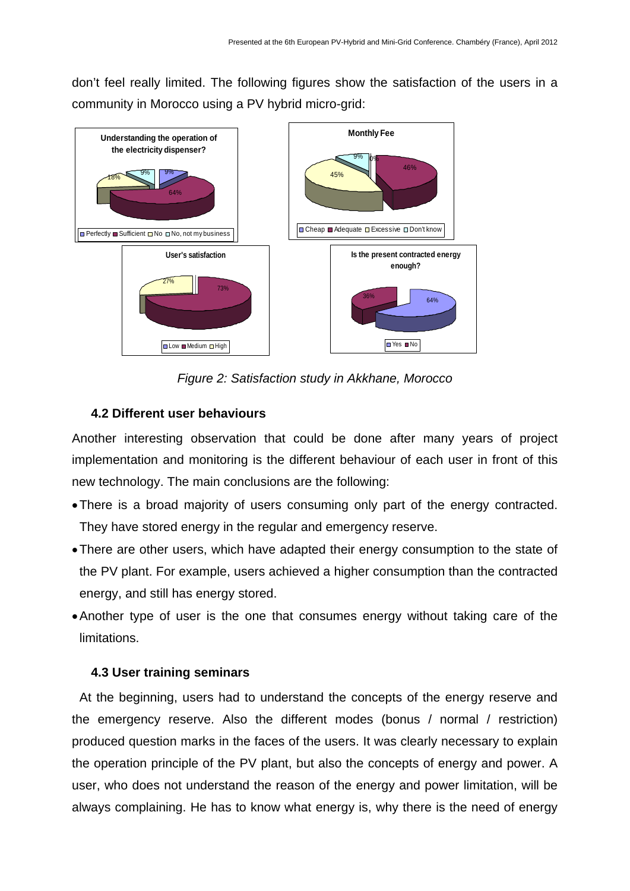don't feel really limited. The following figures show the satisfaction of the users in a community in Morocco using a PV hybrid micro-grid:

*Figure 2: Satisfaction study in Akkhane, Morocco*

### 4.2 Different user behaviours

Another interesting observation that could be done after many years of project implementation and monitoring is the different behaviour of each user in front of this new technology. The main conclusions are the following:

- There is a broad majority of users consuming only part of the energy contracted. They have stored energy in the regular and emergency reserve.
- There are other users, which have adapted their energy consumption to the state of the PV plant. For example, users achieved a higher consumption than the contracted energy, and still has energy stored.
- Another type of user is the one that consumes energy without taking care of the limitations.

### 4.3 User training seminars

At the beginning, users had to understand the concepts of the energy reserve and the emergency reserve. Also the different modes (bonus / normal / restriction) produced question marks in the faces of the users. It was clearly necessary to explain the operation principle of the PV plant, but also the concepts of energy and power. A user, who does not understand the reason of the energy and power limitation, will be always complaining. He has to know what energy is, why there is the need of energy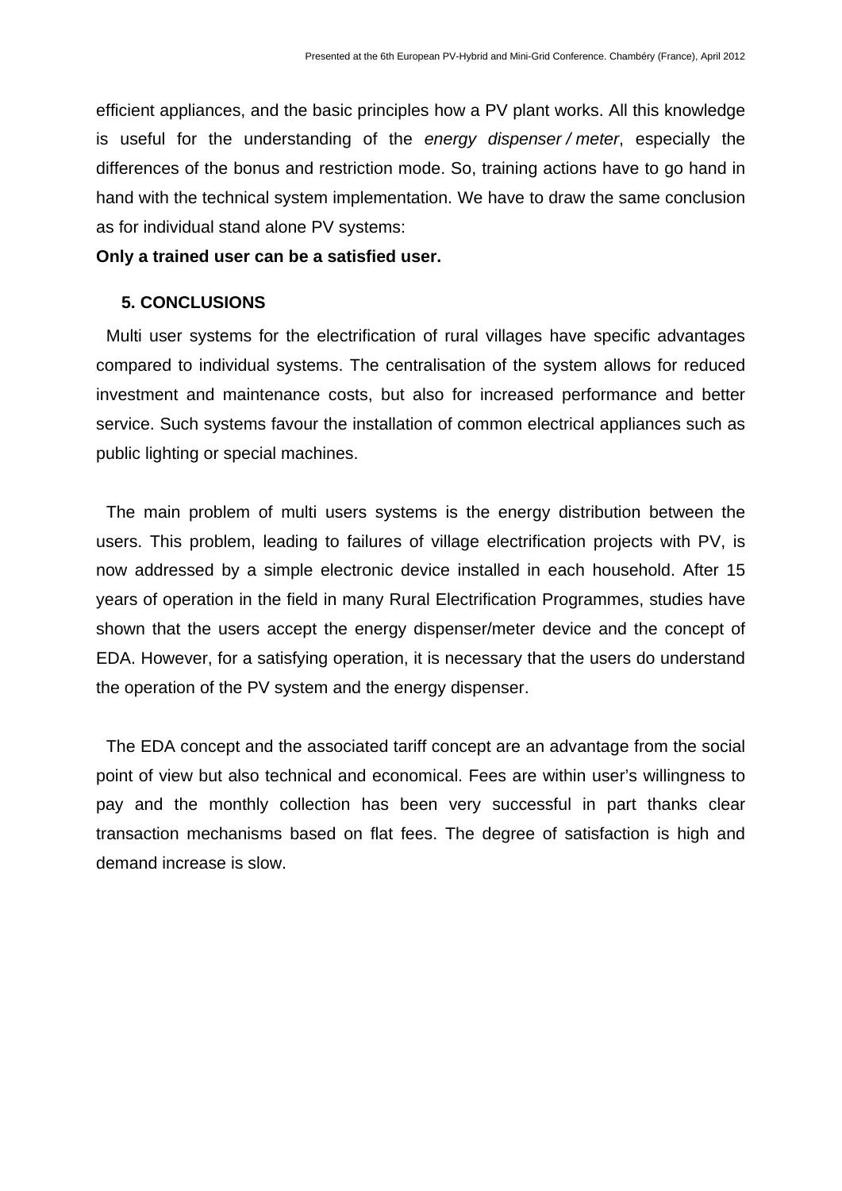efficient appliances, and the basic principles how a PV plant works. All this knowledge is useful for the understanding of the *energy dispenser / meter*, especially the differences of the bonus and restriction mode. So, training actions have to go hand in hand with the technical system implementation. We have to draw the same conclusion as for individual stand alone PV systems:

**Only a trained user can be a satisfied user.**

## 5. CONCLUSIONS

Multi user systems for the electrification of rural villages have specific advantages compared to individual systems. The centralisation of the system allows for reduced investment and maintenance costs, but also for increased performance and better service. Such systems favour the installation of common electrical appliances such as public lighting or special machines.

The main problem of multi users systems is the energy distribution between the users. This problem, leading to failures of village electrification projects with PV, is now addressed by a simple electronic device installed in each household. After 15 years of operation in the field in many Rural Electrification Programmes, studies have shown that the users accept the energy dispenser/meter device and the concept of EDA. However, for a satisfying operation, it is necessary that the users do understand the operation of the PV system and the energy dispenser.

The EDA concept and the associated tariff concept are an advantage from the social point of view but also technical and economical. Fees are within user's willingness to pay and the monthly collection has been very successful in part thanks clear transaction mechanisms based on flat fees. The degree of satisfaction is high and demand increase is slow.